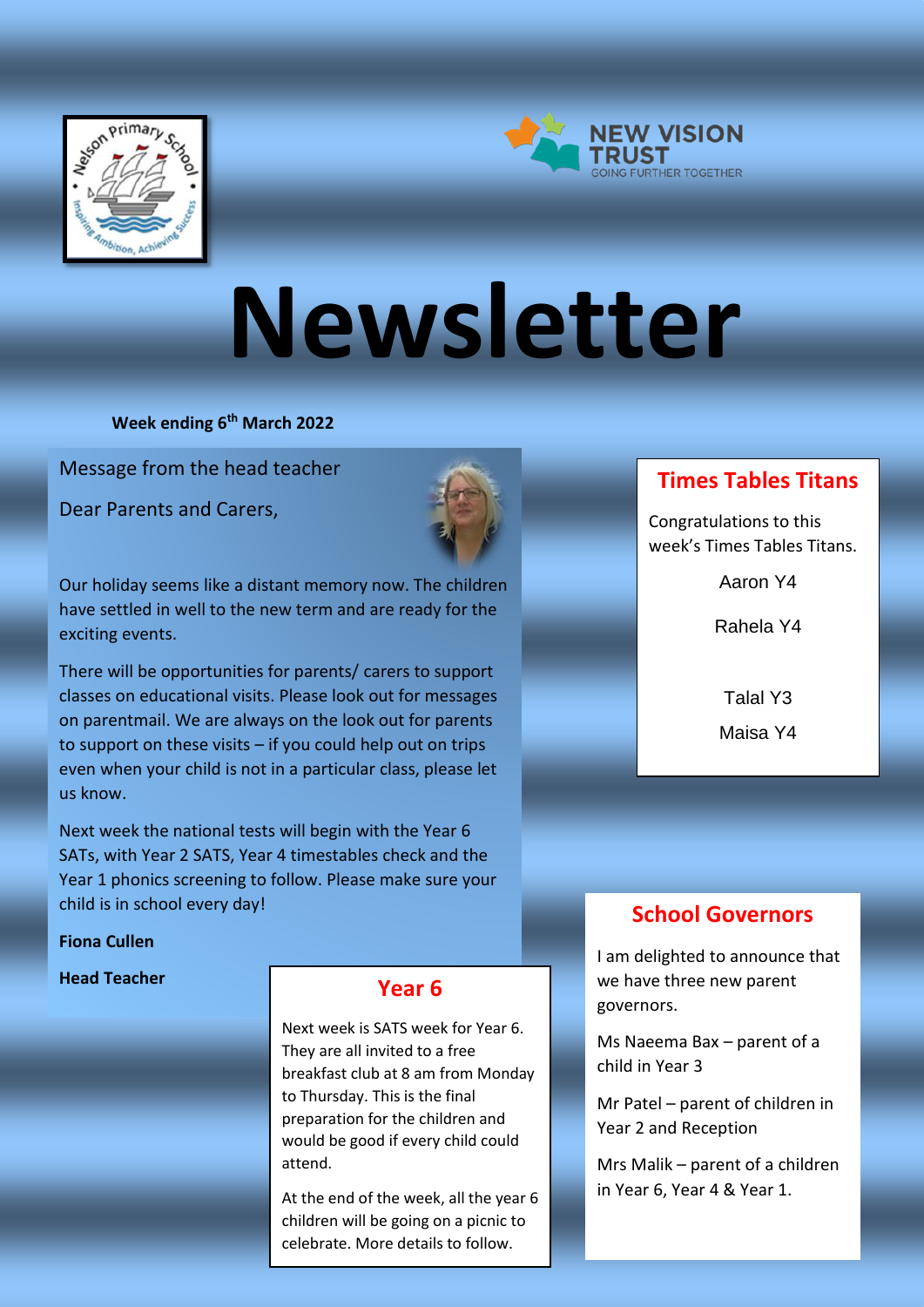# Newsletter

**Week ending 6th March 2022**

Message from the head teacher

Dear Parents and Carers,

Our holiday seems like a distant memory now. The children have settled in well to the new term and are ready for the exciting events.

There will be opportunities for parents/ carers to support classes on educational visits. Please look out for messages on parentmail. We are always on the look out for parents to support on these visits – if you could help out on trips even when your child is not in a particular class, please let us know.

Next week the national tests will begin with the Year 6 SATs, with Year 2 SATS, Year 4 timestables check and the Year 1 phonics screening to follow. Please make sure your child is in school every day!

**Fiona Cullen**

**Head Teacher**

## Year 6

Next week is SATS week for Year 6. They are all invited to a free breakfast club at 8 am from Monday to Thursday. This is the final preparation for the children and would be good if every child could attend.

At the end of the week, all the year 6 children will be going on a picnic to celebrate. More details to follow.

## Times Tables Titans

Congratulations to this week's Times Tables Titans.

Aaron Y4

Rahela Y4

Talal Y3

Maisa Y4

## School Governors

I am delighted to announce that we have three new parent governors.

Ms Naeema Bax – parent of a child in Year 3

Mr Patel – parent of children in Year 2 and Reception

Mrs Malik – parent of a children in Year 6, Year 4 & Year 1.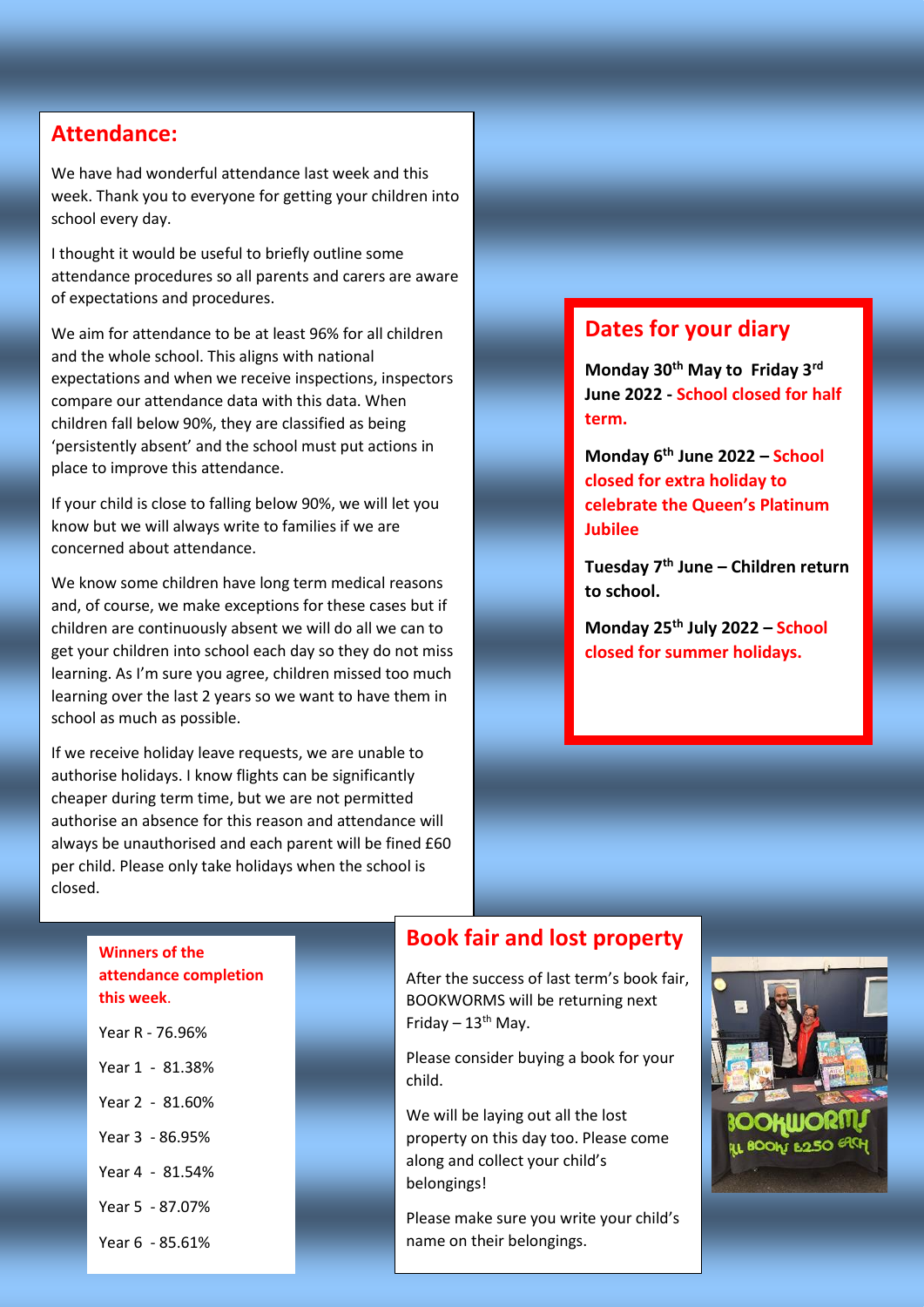## Attendance:

We have had wonderful attendance last week and this week. Thank you to everyone for getting your children into school every day.

I thought it would be useful to briefly outline some attendance procedures so all parents and carers are aware of expectations and procedures.

We aim for attendance to be at least 96% for all children and the whole school. This aligns with national expectations and when we receive inspections, inspectors compare our attendance data with this data. When children fall below 90%, they are classified as being 'persistently absent' and the school must put actions in place to improve this attendance.

If your child is close to falling below 90%, we will let you know but we will always write to families if we are concerned about attendance.

We know some children have long term medical reasons and, of course, we make exceptions for these cases but if children are continuously absent we will do all we can to get your children into school each day so they do not miss learning. As I'm sure you agree, children missed too much learning over the last 2 years so we want to have them in school as much as possible.

If we receive holiday leave requests, we are unable to authorise holidays. I know flights can be significantly cheaper during term time, but we are not permitted authorise an absence for this reason and attendance will always be unauthorised and each parent will be fined £60 per child. Please only take holidays when the school is closed.

## Dates for your diary

**Monday 30th May to Friday 3rd June 2022 - School closed for half term.**

**Monday 6th June 2022 – School closed for extra holiday to celebrate the Queen's Platinum Jubilee**

**Tuesday 7th June – Children return to school.**

**Monday 25th July 2022 – School closed for summer holidays.**

**Winners of the attendance completion this week.**

Year R - 76.96%

Year 1 - 81.38%

Year 2 - 81.60%

Year 3 - 86.95%

Year 4 - 81.54%

Year 5 - 87.07%

Year 6 - 85.61%

## Book fair and lost property

After the success of last term's book fair, BOOKWORMS will be returning next Friday – 13th May.

Please consider buying a book for your child.

We will be laying out all the lost property on this day too. Please come along and collect your child's belongings!

Please make sure you write your child's name on their belongings.